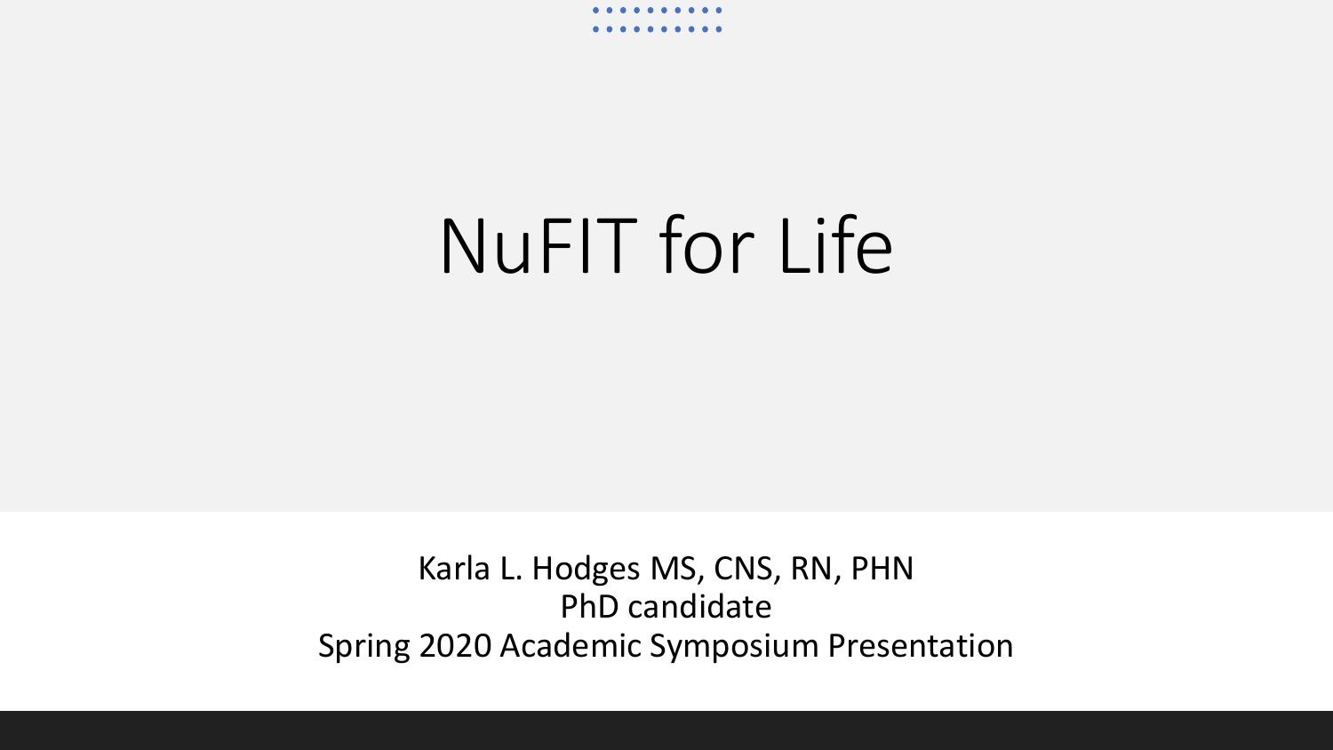# NuFIT for Life

Karla L. Hodges MS, CNS, RN, PHN
PhD candidate
Spring 2020 Academic Symposium Presentation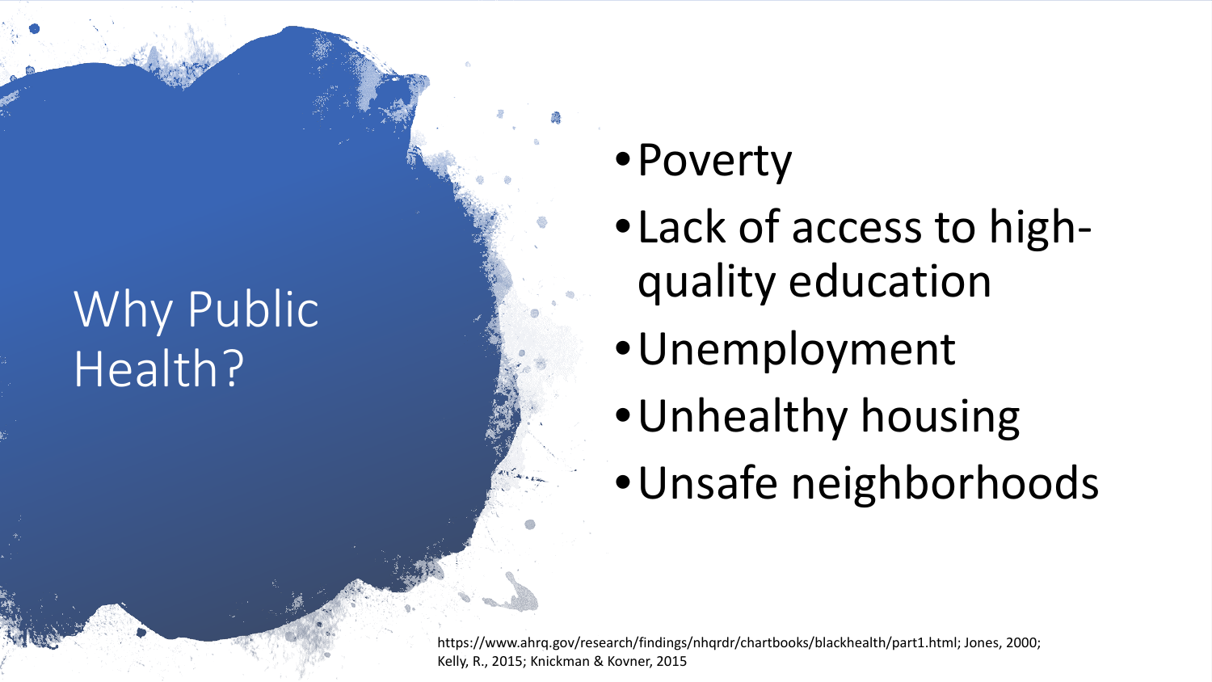# Why Public Health?

- Poverty
- Lack of access to high-quality education
- Unemployment
- Unhealthy housing
- Unsafe neighborhoods

https://www.ahrq.gov/research/findings/nhqrdr/chartbooks/blackhealth/part1.html; Jones, 2000; Kelly, R., 2015; Knickman & Kovner, 2015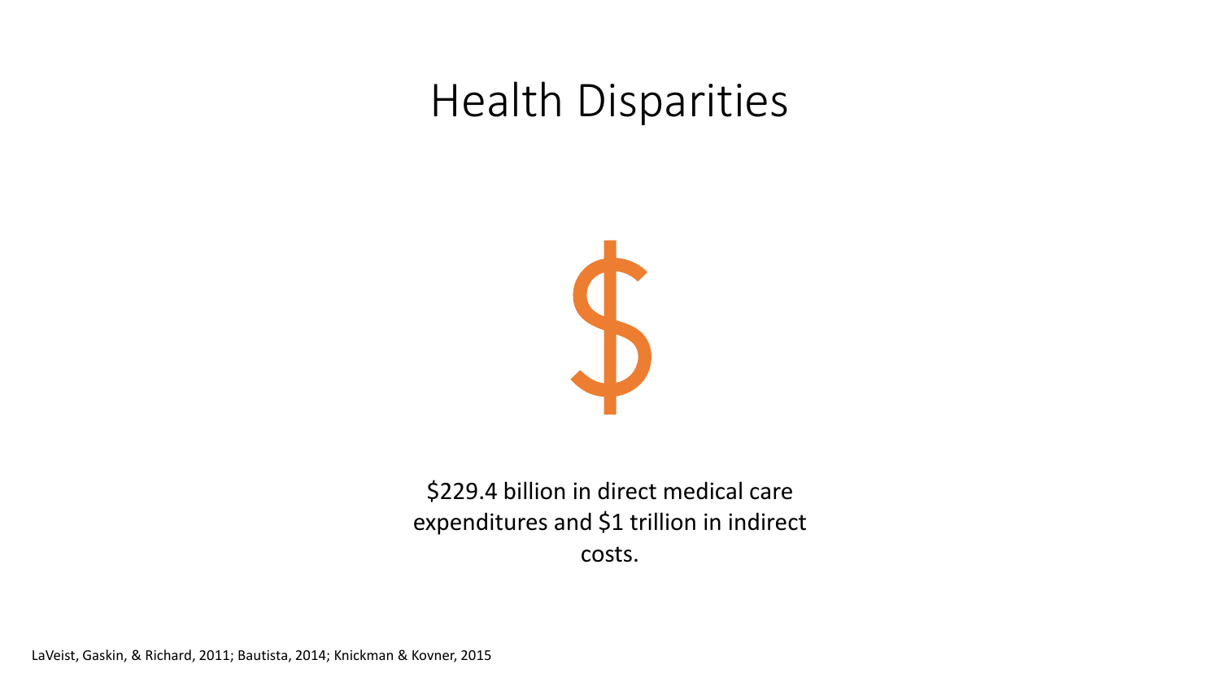# Health Disparities

$229.4 billion in direct medical care expenditures and $1 trillion in indirect costs.

LaVeist, Gaskin, & Richard, 2011; Bautista, 2014; Knickman & Kovner, 2015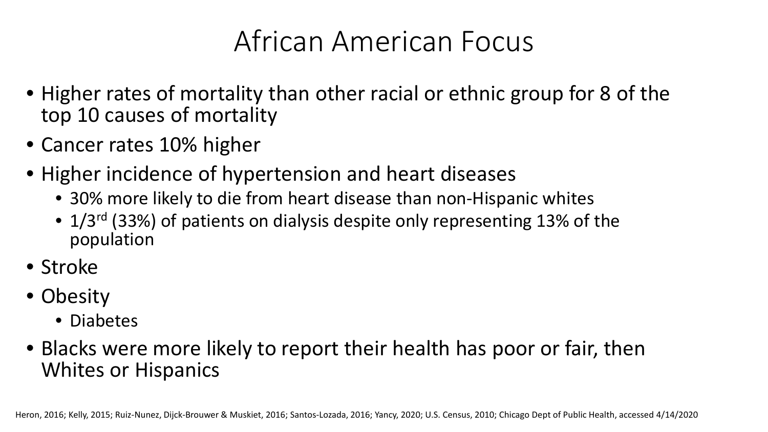# African American Focus

- Higher rates of mortality than other racial or ethnic group for 8 of the top 10 causes of mortality
- Cancer rates 10% higher
- Higher incidence of hypertension and heart diseases
  - 30% more likely to die from heart disease than non-Hispanic whites
  - 1/3rd (33%) of patients on dialysis despite only representing 13% of the population
- Stroke
- Obesity
  - Diabetes
- Blacks were more likely to report their health has poor or fair, then Whites or Hispanics

Heron, 2016; Kelly, 2015; Ruiz-Nunez, Dijck-Brouwer & Muskiet, 2016; Santos-Lozada, 2016; Yancy, 2020; U.S. Census, 2010; Chicago Dept of Public Health, accessed 4/14/2020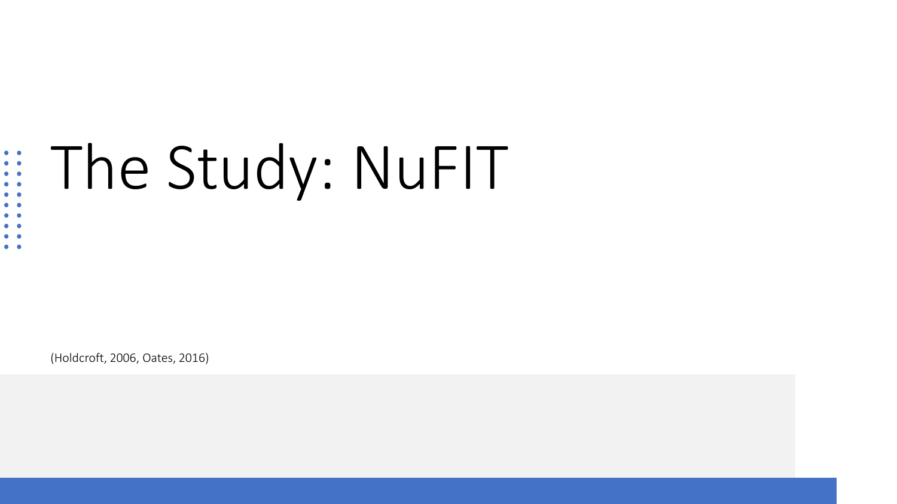# The Study: NuFIT

(Holdcroft, 2006, Oates, 2016)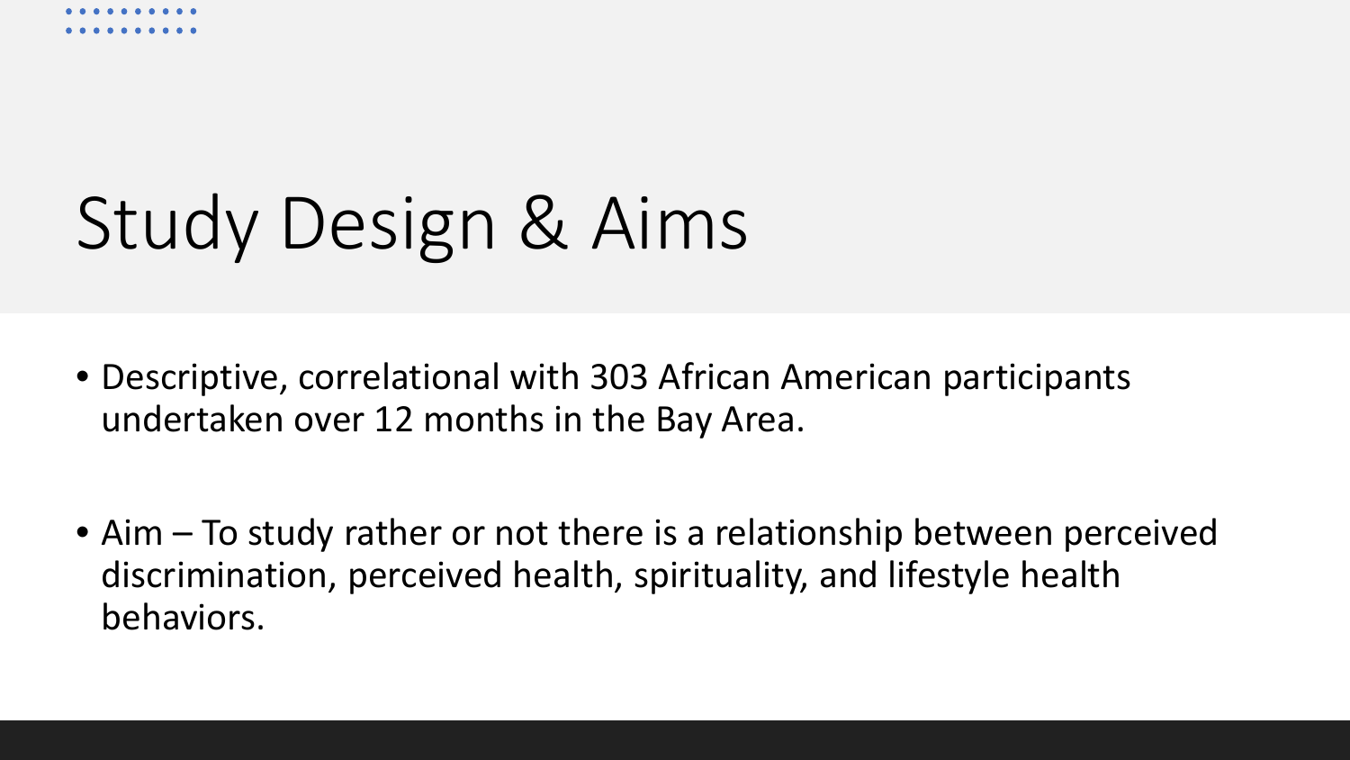# Study Design & Aims

- Descriptive, correlational with 303 African American participants undertaken over 12 months in the Bay Area.

- Aim – To study rather or not there is a relationship between perceived discrimination, perceived health, spirituality, and lifestyle health behaviors.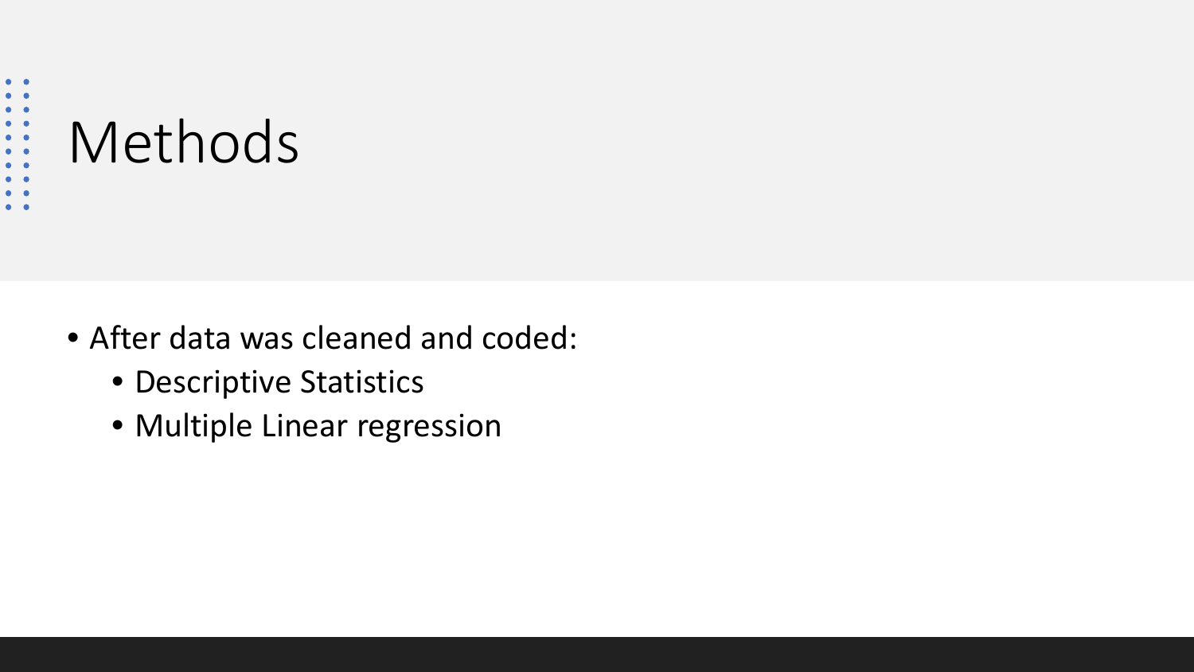# Methods

- After data was cleaned and coded:
  - Descriptive Statistics
  - Multiple Linear regression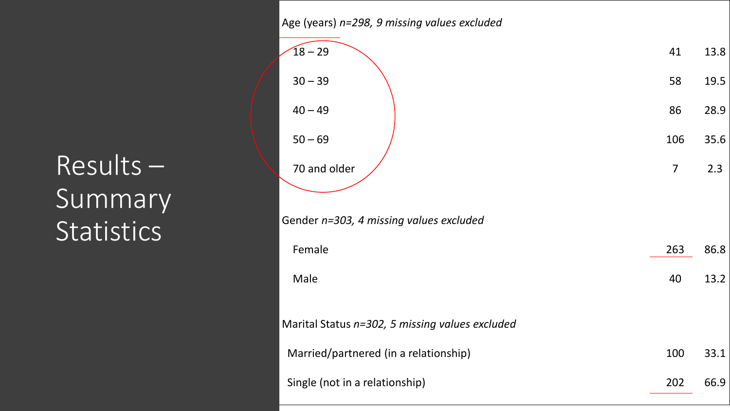# Results – Summary Statistics

| | | |
|---|---|---|
| Age (years) *n=298, 9 missing values excluded* | | |
| 18 – 29 | 41 | 13.8 |
| 30 – 39 | 58 | 19.5 |
| 40 – 49 | 86 | 28.9 |
| 50 – 69 | 106 | 35.6 |
| 70 and older | 7 | 2.3 |
| Gender *n=303, 4 missing values excluded* | | |
| Female | 263 | 86.8 |
| Male | 40 | 13.2 |
| Marital Status *n=302, 5 missing values excluded* | | |
| Married/partnered (in a relationship) | 100 | 33.1 |
| Single (not in a relationship) | 202 | 66.9 |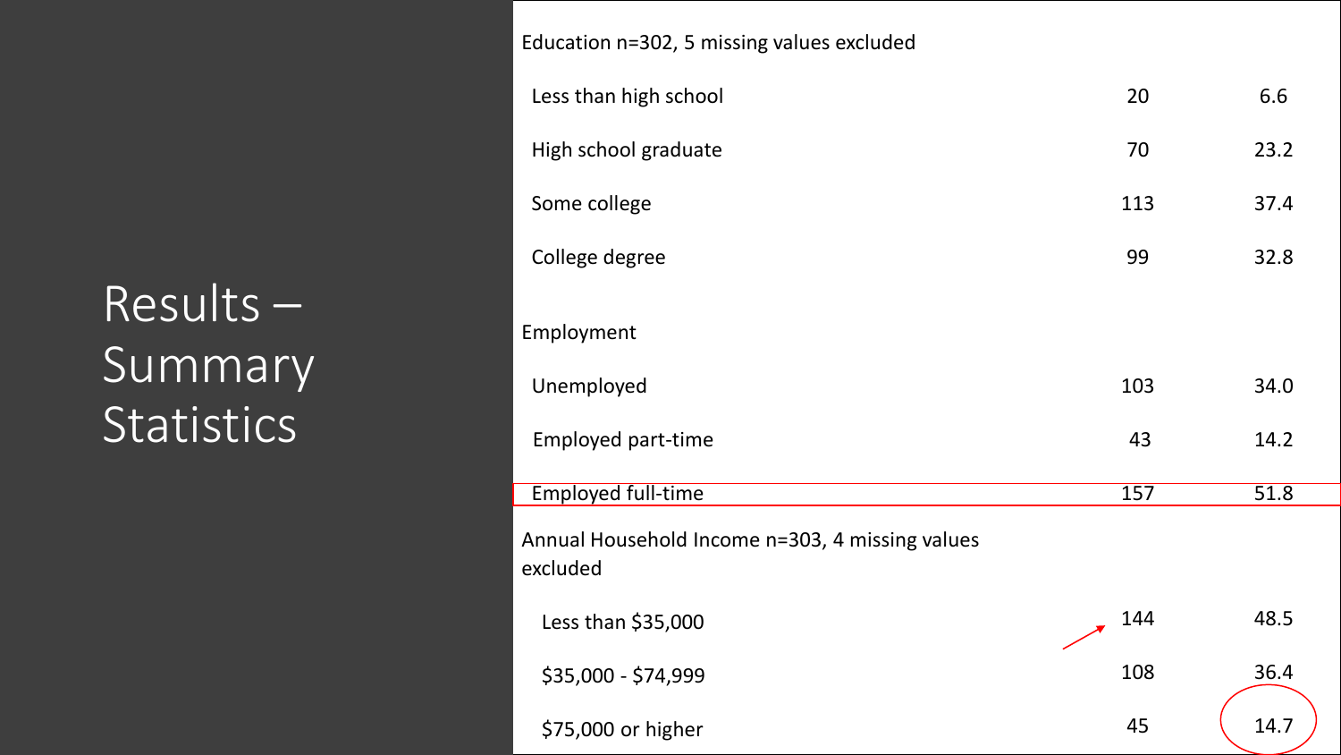# Results – Summary Statistics

| | | |
|---|---|---|
| Education n=302, 5 missing values excluded | | |
| Less than high school | 20 | 6.6 |
| High school graduate | 70 | 23.2 |
| Some college | 113 | 37.4 |
| College degree | 99 | 32.8 |
| Employment | | |
| Unemployed | 103 | 34.0 |
| Employed part-time | 43 | 14.2 |
| Employed full-time | 157 | 51.8 |
| Annual Household Income n=303, 4 missing values excluded | | |
| Less than $35,000 | 144 | 48.5 |
| $35,000 - $74,999 | 108 | 36.4 |
| $75,000 or higher | 45 | 14.7 |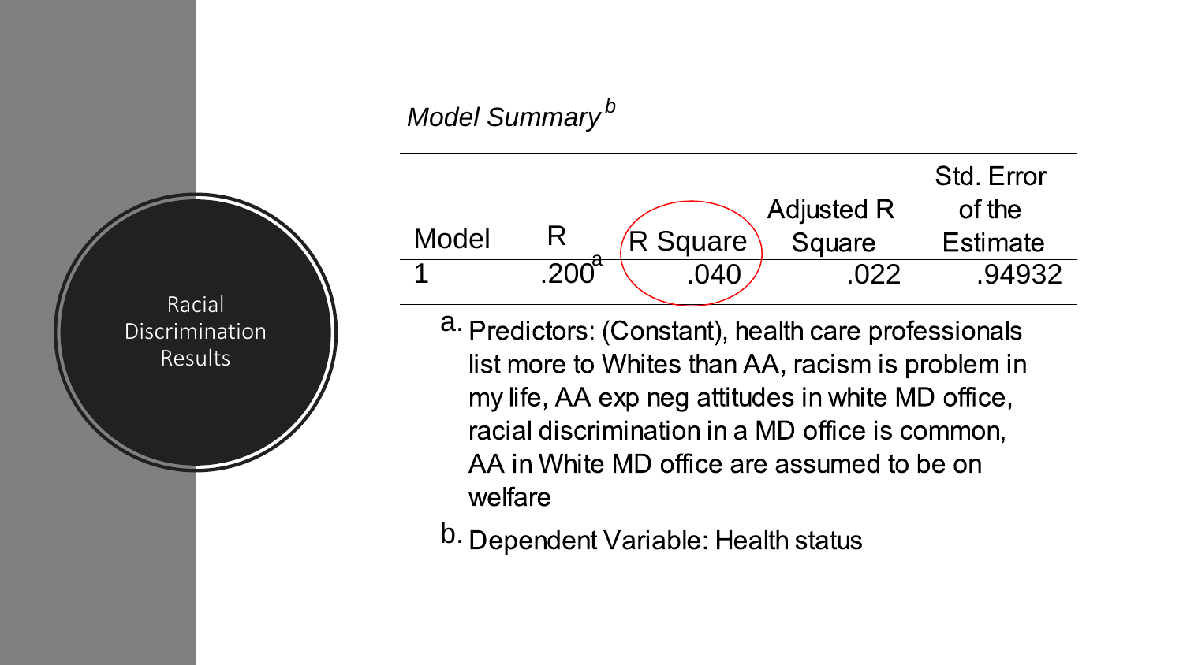# Racial Discrimination Results

*Model Summary*[b]

| Model | R | R Square | Adjusted R Square | Std. Error of the Estimate |
|---|---|---|---|---|
| 1 | .200[a] | .040 | .022 | .94932 |

a. Predictors: (Constant), health care professionals list more to Whites than AA, racism is problem in my life, AA exp neg attitudes in white MD office, racial discrimination in a MD office is common, AA in White MD office are assumed to be on welfare

b. Dependent Variable: Health status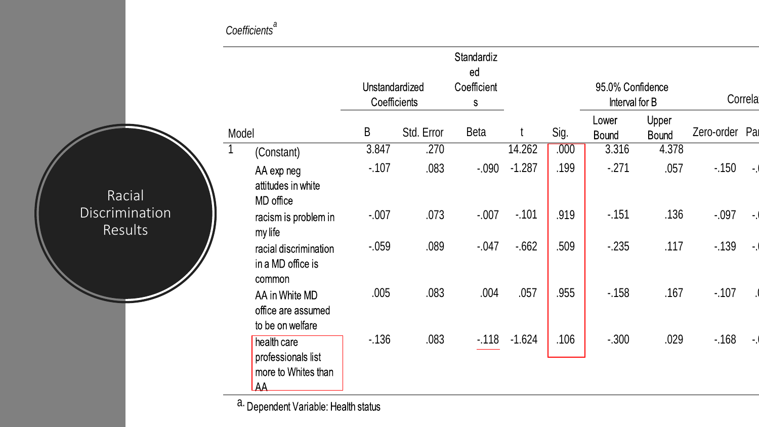# Racial Discrimination Results

*Coefficients*[a]

| Model | | Unstandardized Coefficients | | Standardized Coefficients | t | Sig. | 95.0% Confidence Interval for B | | Correla |
|---|---|---|---|---|---|---|---|---|---|
| | | B | Std. Error | Beta | | | Lower Bound | Upper Bound | Zero-order |
| 1 | (Constant) | 3.847 | .270 | | 14.262 | .000 | 3.316 | 4.378 | |
| | AA exp neg attitudes in white MD office | -.107 | .083 | -.090 | -1.287 | .199 | -.271 | .057 | -.150 |
| | racism is problem in my life | -.007 | .073 | -.007 | -.101 | .919 | -.151 | .136 | -.097 |
| | racial discrimination in a MD office is common | -.059 | .089 | -.047 | -.662 | .509 | -.235 | .117 | -.139 |
| | AA in White MD office are assumed to be on welfare | .005 | .083 | .004 | .057 | .955 | -.158 | .167 | -.107 |
| | health care professionals list more to Whites than AA | -.136 | .083 | -.118 | -1.624 | .106 | -.300 | .029 | -.168 |

a. Dependent Variable: Health status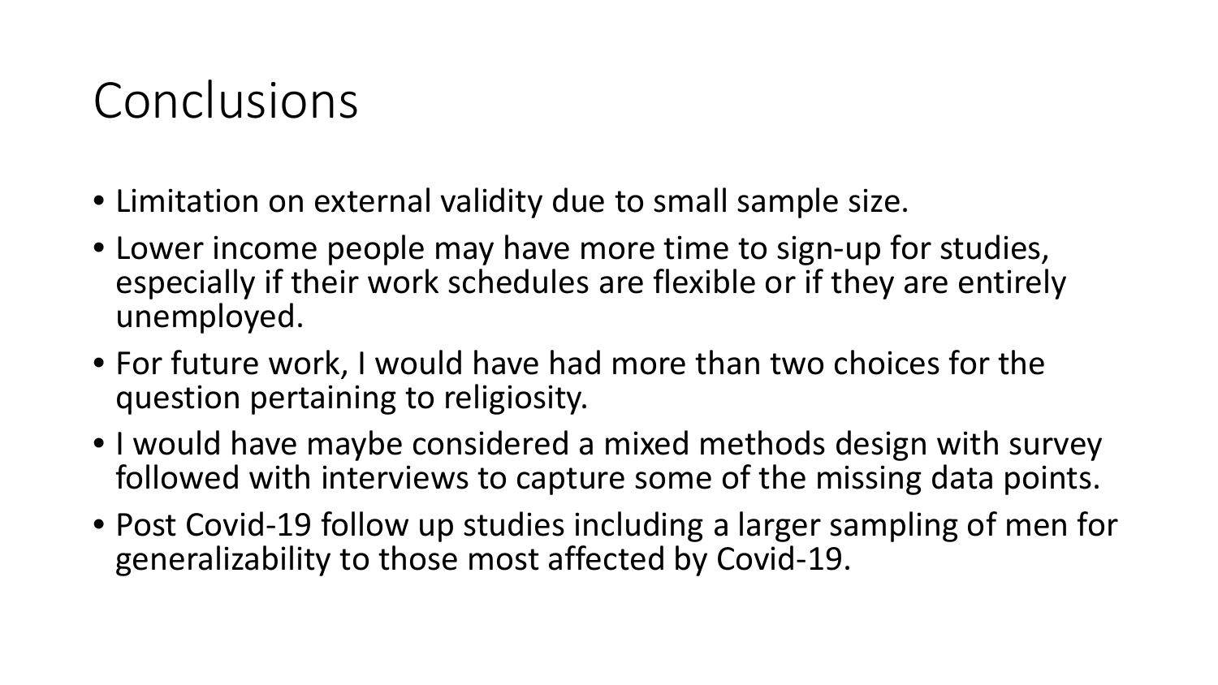# Conclusions

- Limitation on external validity due to small sample size.
- Lower income people may have more time to sign-up for studies, especially if their work schedules are flexible or if they are entirely unemployed.
- For future work, I would have had more than two choices for the question pertaining to religiosity.
- I would have maybe considered a mixed methods design with survey followed with interviews to capture some of the missing data points.
- Post Covid-19 follow up studies including a larger sampling of men for generalizability to those most affected by Covid-19.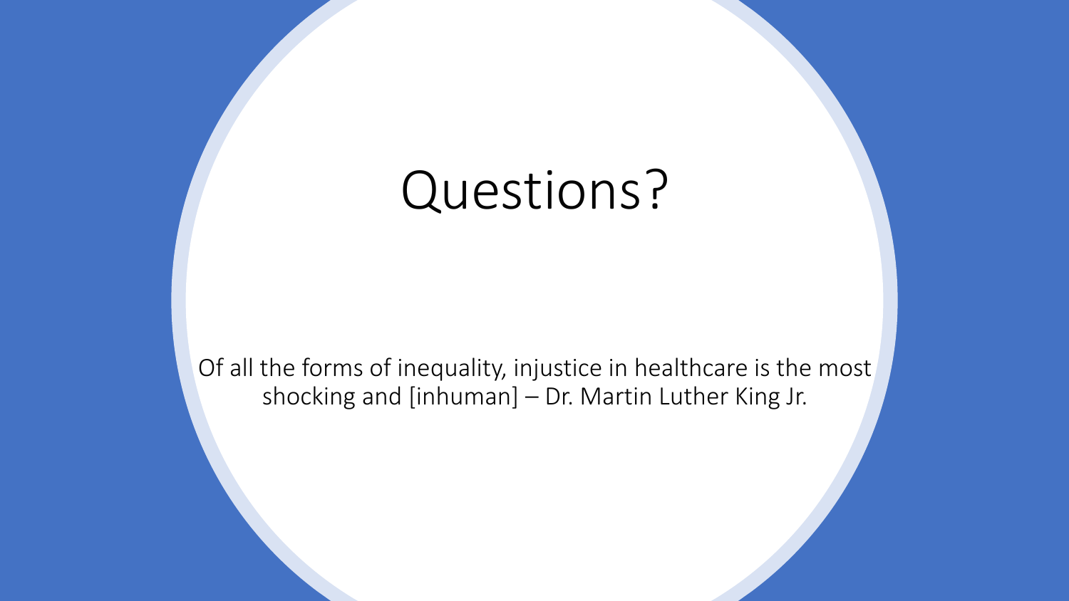# Questions?

Of all the forms of inequality, injustice in healthcare is the most shocking and [inhuman] – Dr. Martin Luther King Jr.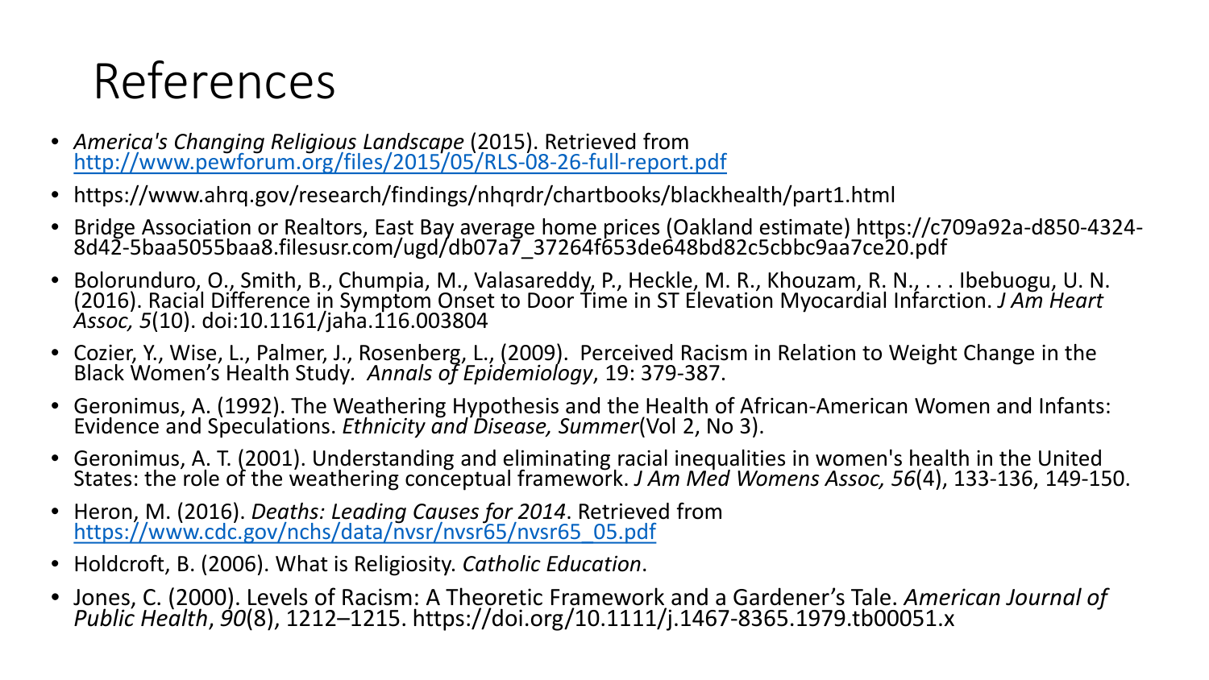# References

- *America's Changing Religious Landscape* (2015). Retrieved from [http://www.pewforum.org/files/2015/05/RLS-08-26-full-report.pdf](http://www.pewforum.org/files/2015/05/RLS-08-26-full-report.pdf)
- https://www.ahrq.gov/research/findings/nhqrdr/chartbooks/blackhealth/part1.html
- Bridge Association or Realtors, East Bay average home prices (Oakland estimate) https://c709a92a-d850-4324-8d42-5baa5055baa8.filesusr.com/ugd/db07a7_37264f653de648bd82c5cbbc9aa7ce20.pdf
- Bolorunduro, O., Smith, B., Chumpia, M., Valasareddy, P., Heckle, M. R., Khouzam, R. N., . . . Ibebuogu, U. N. (2016). Racial Difference in Symptom Onset to Door Time in ST Elevation Myocardial Infarction. *J Am Heart Assoc, 5*(10). doi:10.1161/jaha.116.003804
- Cozier, Y., Wise, L., Palmer, J., Rosenberg, L., (2009). Perceived Racism in Relation to Weight Change in the Black Women's Health Study. *Annals of Epidemiology*, 19: 379-387.
- Geronimus, A. (1992). The Weathering Hypothesis and the Health of African-American Women and Infants: Evidence and Speculations. *Ethnicity and Disease, Summer*(Vol 2, No 3).
- Geronimus, A. T. (2001). Understanding and eliminating racial inequalities in women's health in the United States: the role of the weathering conceptual framework. *J Am Med Womens Assoc, 56*(4), 133-136, 149-150.
- Heron, M. (2016). *Deaths: Leading Causes for 2014*. Retrieved from [https://www.cdc.gov/nchs/data/nvsr/nvsr65/nvsr65_05.pdf](https://www.cdc.gov/nchs/data/nvsr/nvsr65/nvsr65_05.pdf)
- Holdcroft, B. (2006). What is Religiosity. *Catholic Education*.
- Jones, C. (2000). Levels of Racism: A Theoretic Framework and a Gardener's Tale. *American Journal of Public Health*, *90*(8), 1212–1215. https://doi.org/10.1111/j.1467-8365.1979.tb00051.x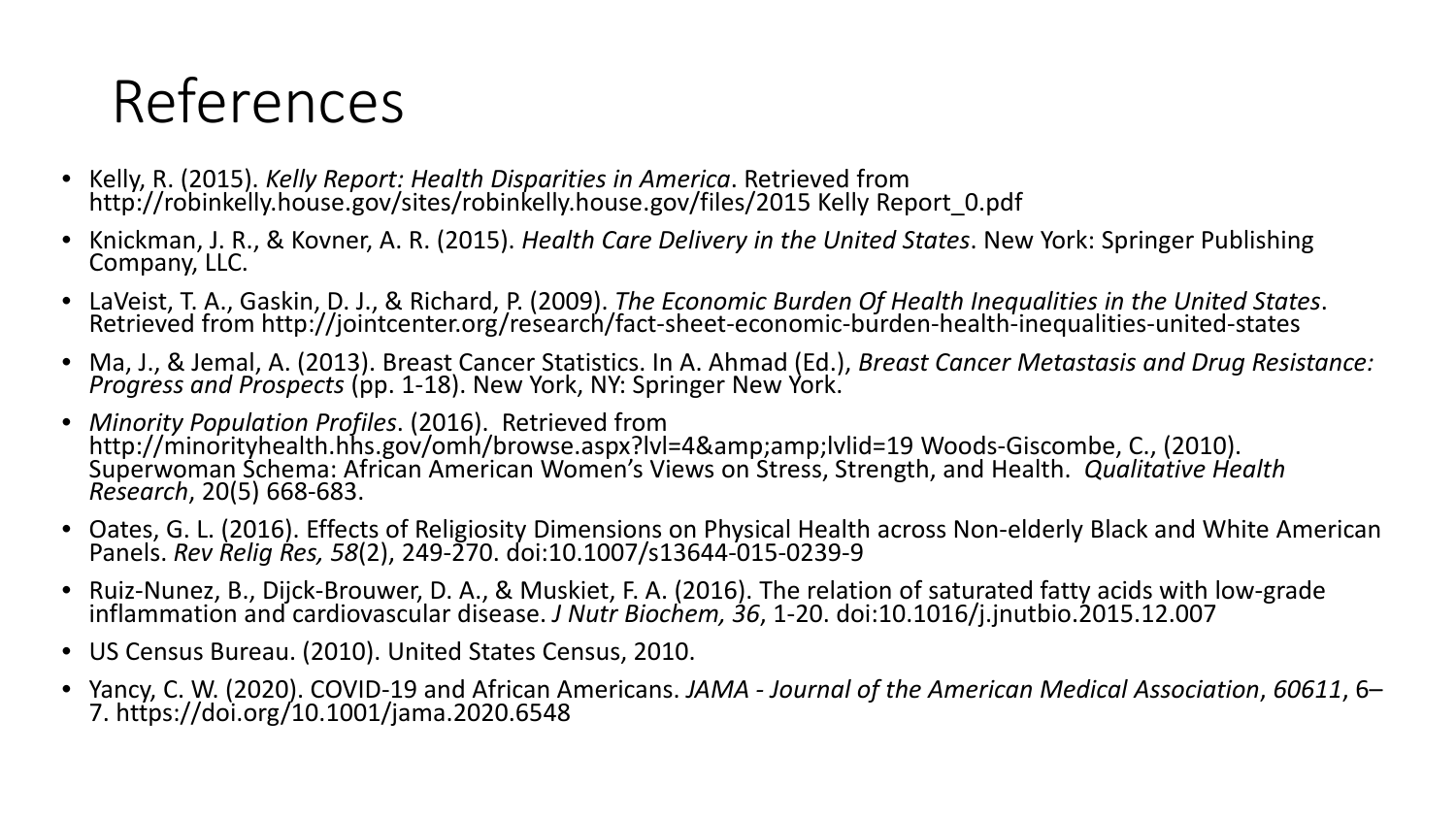# References

- Kelly, R. (2015). *Kelly Report: Health Disparities in America*. Retrieved from http://robinkelly.house.gov/sites/robinkelly.house.gov/files/2015 Kelly Report_0.pdf
- Knickman, J. R., & Kovner, A. R. (2015). *Health Care Delivery in the United States*. New York: Springer Publishing Company, LLC.
- LaVeist, T. A., Gaskin, D. J., & Richard, P. (2009). *The Economic Burden Of Health Inequalities in the United States*. Retrieved from http://jointcenter.org/research/fact-sheet-economic-burden-health-inequalities-united-states
- Ma, J., & Jemal, A. (2013). Breast Cancer Statistics. In A. Ahmad (Ed.), *Breast Cancer Metastasis and Drug Resistance: Progress and Prospects* (pp. 1-18). New York, NY: Springer New York.
- *Minority Population Profiles*. (2016). Retrieved from http://minorityhealth.hhs.gov/omh/browse.aspx?lvl=4&amp;amp;lvlid=19 Woods-Giscombe, C., (2010). Superwoman Schema: African American Women's Views on Stress, Strength, and Health. *Qualitative Health Research*, 20(5) 668-683.
- Oates, G. L. (2016). Effects of Religiosity Dimensions on Physical Health across Non-elderly Black and White American Panels. *Rev Relig Res, 58*(2), 249-270. doi:10.1007/s13644-015-0239-9
- Ruiz-Nunez, B., Dijck-Brouwer, D. A., & Muskiet, F. A. (2016). The relation of saturated fatty acids with low-grade inflammation and cardiovascular disease. *J Nutr Biochem, 36*, 1-20. doi:10.1016/j.jnutbio.2015.12.007
- US Census Bureau. (2010). United States Census, 2010.
- Yancy, C. W. (2020). COVID-19 and African Americans. *JAMA - Journal of the American Medical Association*, *60611*, 6–7. https://doi.org/10.1001/jama.2020.6548